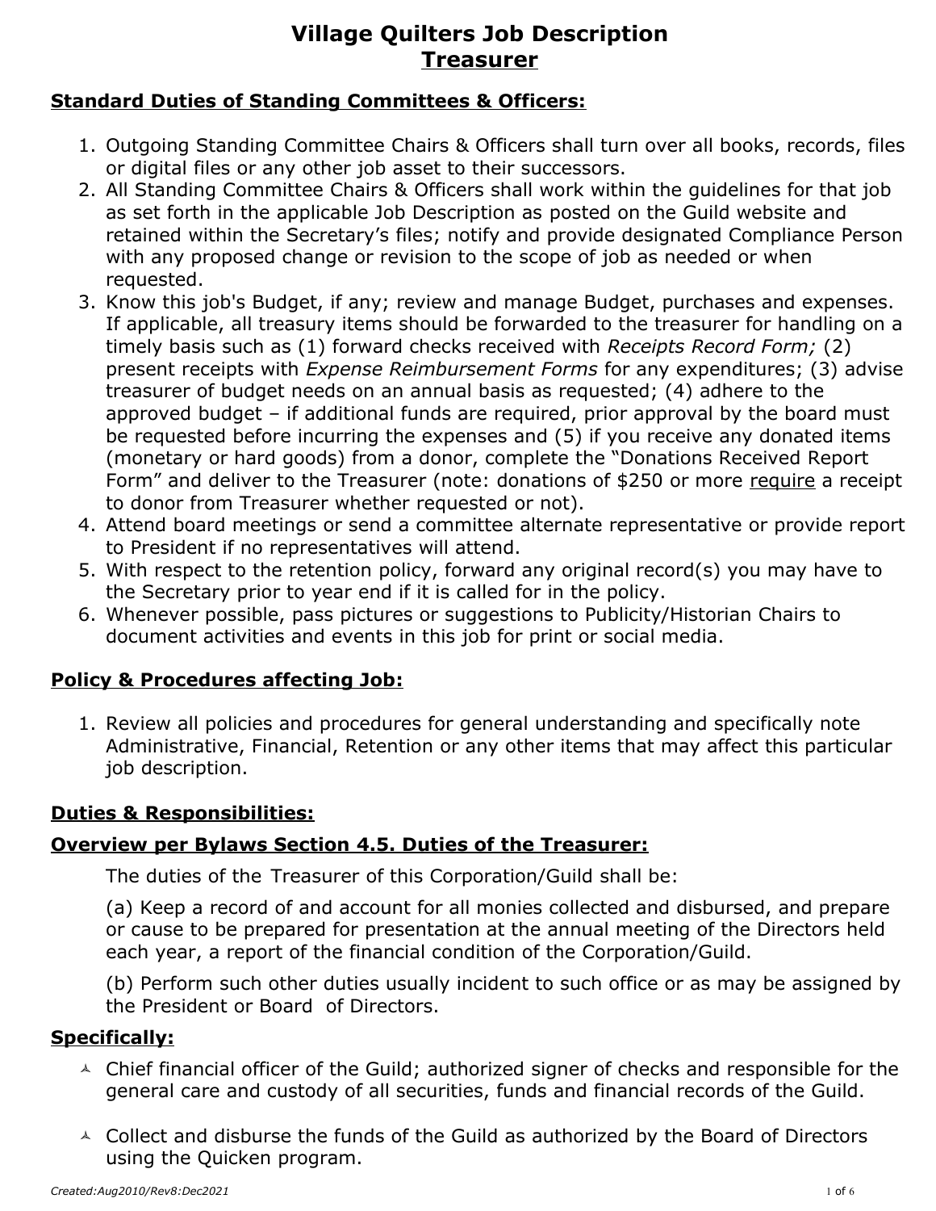# Village Quilters Job Description
## <u>Treasurer</u>

### Standard Duties of Standing Committees & Officers:

1. Outgoing Standing Committee Chairs & Officers shall turn over all books, records, files or digital files or any other job asset to their successors.
2. All Standing Committee Chairs & Officers shall work within the guidelines for that job as set forth in the applicable Job Description as posted on the Guild website and retained within the Secretary's files; notify and provide designated Compliance Person with any proposed change or revision to the scope of job as needed or when requested.
3. Know this job's Budget, if any; review and manage Budget, purchases and expenses. If applicable, all treasury items should be forwarded to the treasurer for handling on a timely basis such as (1) forward checks received with *Receipts Record Form;* (2) present receipts with *Expense Reimbursement Forms* for any expenditures; (3) advise treasurer of budget needs on an annual basis as requested; (4) adhere to the approved budget – if additional funds are required, prior approval by the board must be requested before incurring the expenses and (5) if you receive any donated items (monetary or hard goods) from a donor, complete the "Donations Received Report Form" and deliver to the Treasurer (note: donations of $250 or more <u>require</u> a receipt to donor from Treasurer whether requested or not).
4. Attend board meetings or send a committee alternate representative or provide report to President if no representatives will attend.
5. With respect to the retention policy, forward any original record(s) you may have to the Secretary prior to year end if it is called for in the policy.
6. Whenever possible, pass pictures or suggestions to Publicity/Historian Chairs to document activities and events in this job for print or social media.

### Policy & Procedures affecting Job:

1. Review all policies and procedures for general understanding and specifically note Administrative, Financial, Retention or any other items that may affect this particular job description.

### Duties & Responsibilities:

### Overview per Bylaws Section 4.5. Duties of the Treasurer:

The duties of the Treasurer of this Corporation/Guild shall be:

(a) Keep a record of and account for all monies collected and disbursed, and prepare or cause to be prepared for presentation at the annual meeting of the Directors held each year, a report of the financial condition of the Corporation/Guild.

(b) Perform such other duties usually incident to such office or as may be assigned by the President or Board of Directors.

### Specifically:

- Chief financial officer of the Guild; authorized signer of checks and responsible for the general care and custody of all securities, funds and financial records of the Guild.
- Collect and disburse the funds of the Guild as authorized by the Board of Directors using the Quicken program.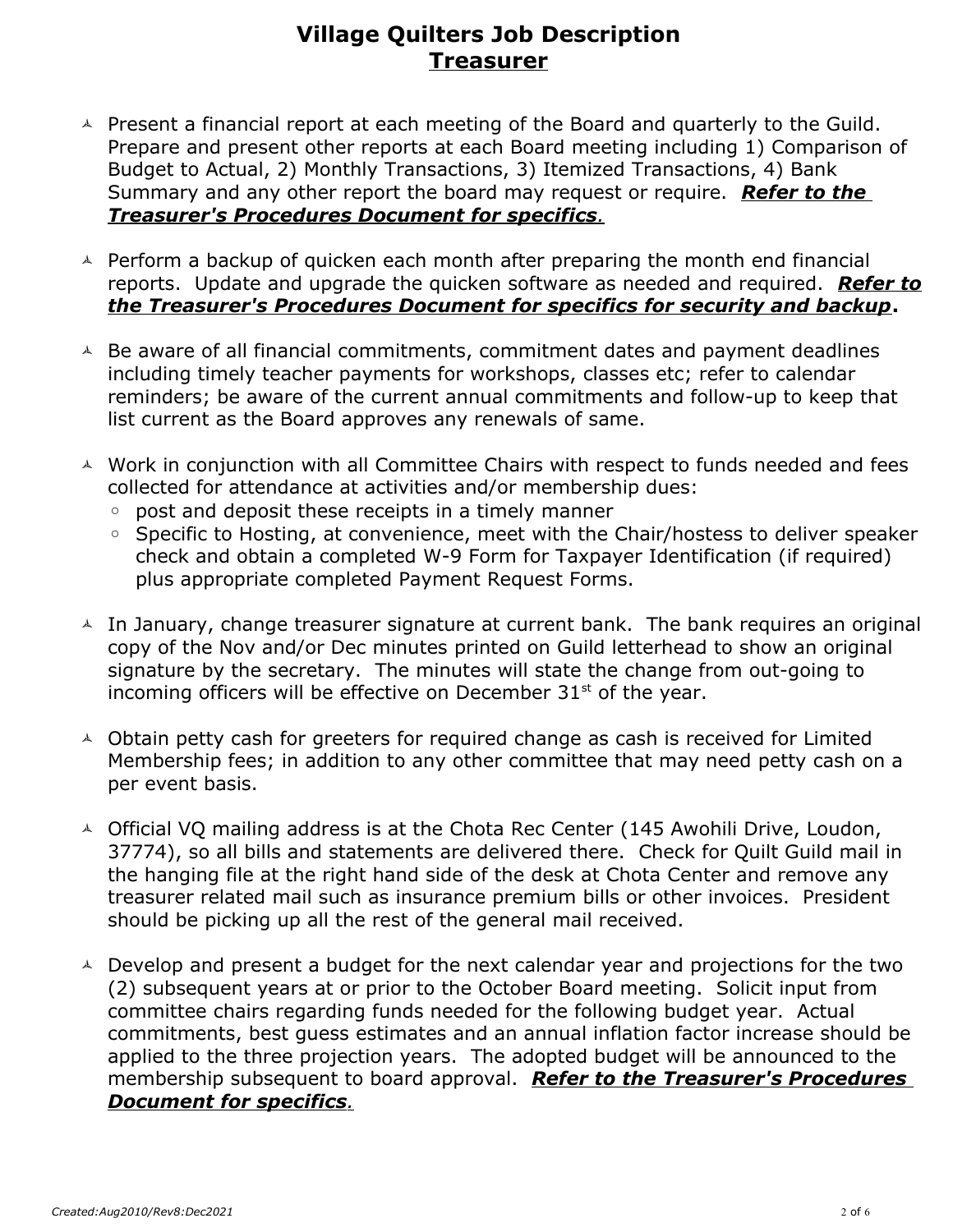# Village Quilters Job Description
## Treasurer

- Present a financial report at each meeting of the Board and quarterly to the Guild. Prepare and present other reports at each Board meeting including 1) Comparison of Budget to Actual, 2) Monthly Transactions, 3) Itemized Transactions, 4) Bank Summary and any other report the board may request or require. ***Refer to the Treasurer's Procedures Document for specifics.***

- Perform a backup of quicken each month after preparing the month end financial reports. Update and upgrade the quicken software as needed and required. ***Refer to the Treasurer's Procedures Document for specifics for security and backup*****.**

- Be aware of all financial commitments, commitment dates and payment deadlines including timely teacher payments for workshops, classes etc; refer to calendar reminders; be aware of the current annual commitments and follow-up to keep that list current as the Board approves any renewals of same.

- Work in conjunction with all Committee Chairs with respect to funds needed and fees collected for attendance at activities and/or membership dues:
  - post and deposit these receipts in a timely manner
  - Specific to Hosting, at convenience, meet with the Chair/hostess to deliver speaker check and obtain a completed W-9 Form for Taxpayer Identification (if required) plus appropriate completed Payment Request Forms.

- In January, change treasurer signature at current bank. The bank requires an original copy of the Nov and/or Dec minutes printed on Guild letterhead to show an original signature by the secretary. The minutes will state the change from out-going to incoming officers will be effective on December 31st of the year.

- Obtain petty cash for greeters for required change as cash is received for Limited Membership fees; in addition to any other committee that may need petty cash on a per event basis.

- Official VQ mailing address is at the Chota Rec Center (145 Awohili Drive, Loudon, 37774), so all bills and statements are delivered there. Check for Quilt Guild mail in the hanging file at the right hand side of the desk at Chota Center and remove any treasurer related mail such as insurance premium bills or other invoices. President should be picking up all the rest of the general mail received.

- Develop and present a budget for the next calendar year and projections for the two (2) subsequent years at or prior to the October Board meeting. Solicit input from committee chairs regarding funds needed for the following budget year. Actual commitments, best guess estimates and an annual inflation factor increase should be applied to the three projection years. The adopted budget will be announced to the membership subsequent to board approval. ***Refer to the Treasurer's Procedures Document for specifics.***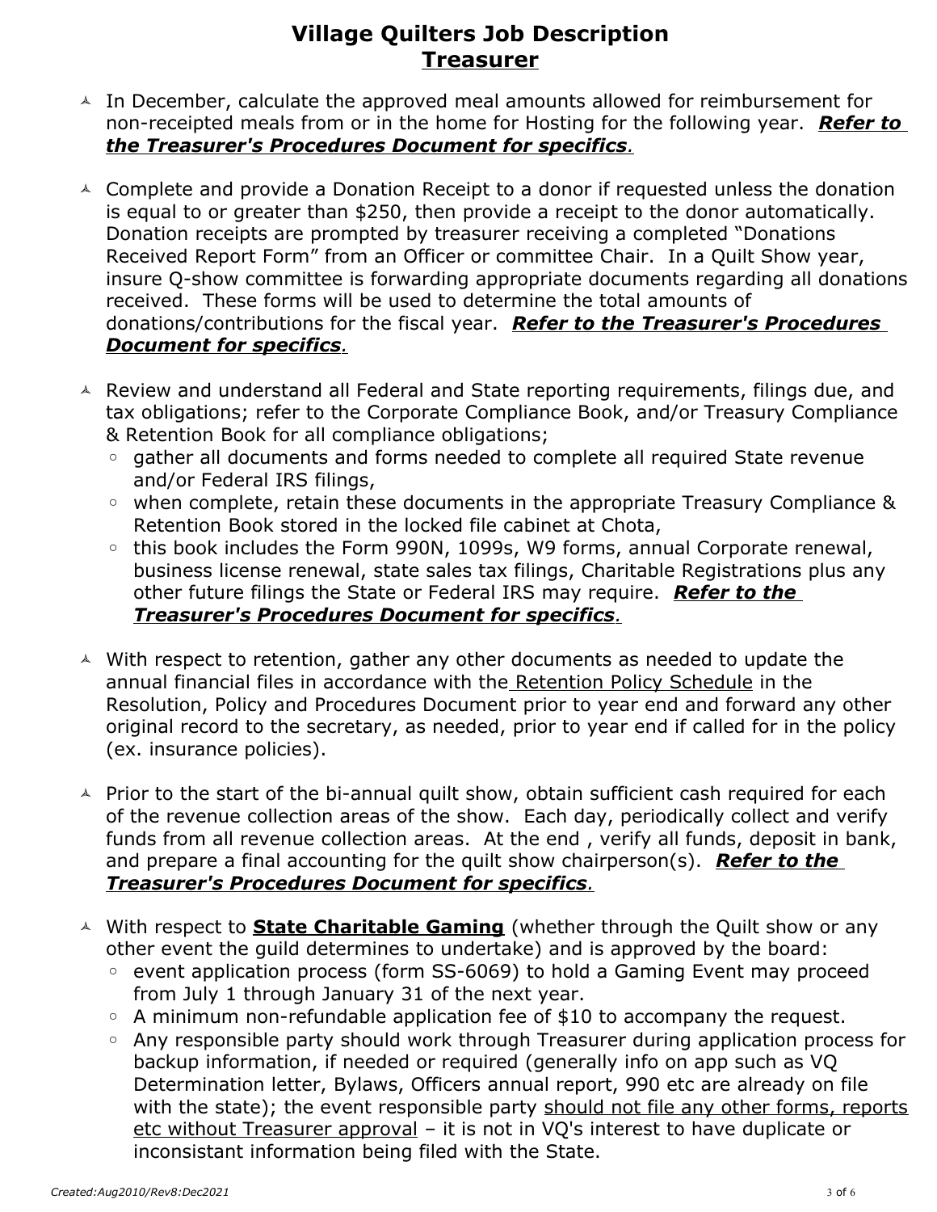# Village Quilters Job Description
## Treasurer

- In December, calculate the approved meal amounts allowed for reimbursement for non-receipted meals from or in the home for Hosting for the following year. ***Refer to the Treasurer's Procedures Document for specifics.***

- Complete and provide a Donation Receipt to a donor if requested unless the donation is equal to or greater than $250, then provide a receipt to the donor automatically. Donation receipts are prompted by treasurer receiving a completed "Donations Received Report Form" from an Officer or committee Chair. In a Quilt Show year, insure Q-show committee is forwarding appropriate documents regarding all donations received. These forms will be used to determine the total amounts of donations/contributions for the fiscal year. ***Refer to the Treasurer's Procedures Document for specifics.***

- Review and understand all Federal and State reporting requirements, filings due, and tax obligations; refer to the Corporate Compliance Book, and/or Treasury Compliance & Retention Book for all compliance obligations;
  - gather all documents and forms needed to complete all required State revenue and/or Federal IRS filings,
  - when complete, retain these documents in the appropriate Treasury Compliance & Retention Book stored in the locked file cabinet at Chota,
  - this book includes the Form 990N, 1099s, W9 forms, annual Corporate renewal, business license renewal, state sales tax filings, Charitable Registrations plus any other future filings the State or Federal IRS may require. ***Refer to the Treasurer's Procedures Document for specifics.***

- With respect to retention, gather any other documents as needed to update the annual financial files in accordance with the Retention Policy Schedule in the Resolution, Policy and Procedures Document prior to year end and forward any other original record to the secretary, as needed, prior to year end if called for in the policy (ex. insurance policies).

- Prior to the start of the bi-annual quilt show, obtain sufficient cash required for each of the revenue collection areas of the show. Each day, periodically collect and verify funds from all revenue collection areas. At the end , verify all funds, deposit in bank, and prepare a final accounting for the quilt show chairperson(s). ***Refer to the Treasurer's Procedures Document for specifics.***

- With respect to **State Charitable Gaming** (whether through the Quilt show or any other event the guild determines to undertake) and is approved by the board:
  - event application process (form SS-6069) to hold a Gaming Event may proceed from July 1 through January 31 of the next year.
  - A minimum non-refundable application fee of $10 to accompany the request.
  - Any responsible party should work through Treasurer during application process for backup information, if needed or required (generally info on app such as VQ Determination letter, Bylaws, Officers annual report, 990 etc are already on file with the state); the event responsible party should not file any other forms, reports etc without Treasurer approval – it is not in VQ's interest to have duplicate or inconsistant information being filed with the State.

*Created:Aug2010/Rev8:Dec2021*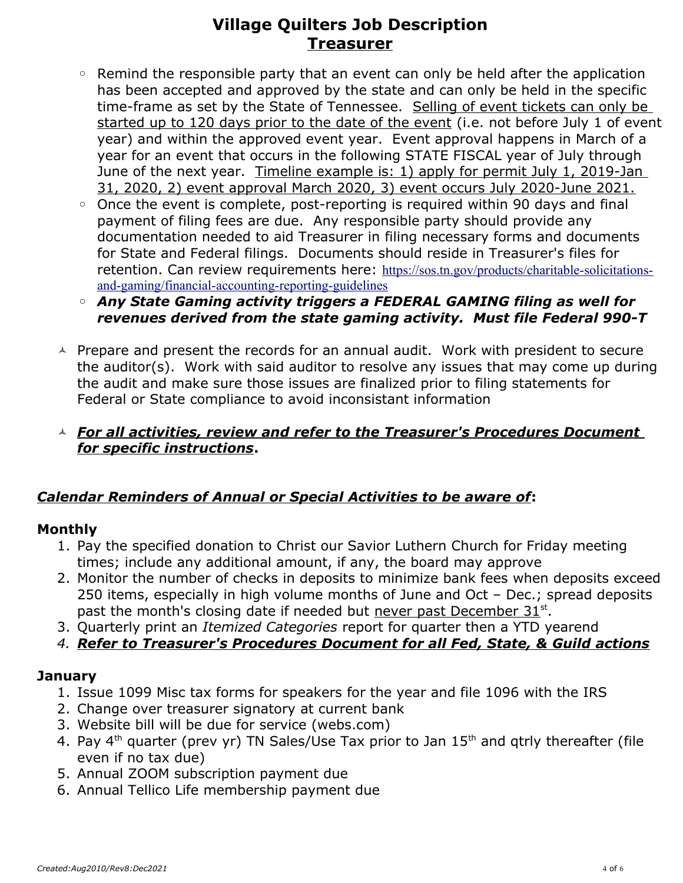# Village Quilters Job Description
## Treasurer

    - Remind the responsible party that an event can only be held after the application has been accepted and approved by the state and can only be held in the specific time-frame as set by the State of Tennessee. <u>Selling of event tickets can only be started up to 120 days prior to the date of the event</u> (i.e. not before July 1 of event year) and within the approved event year. Event approval happens in March of a year for an event that occurs in the following STATE FISCAL year of July through June of the next year. <u>Timeline example is: 1) apply for permit July 1, 2019-Jan 31, 2020, 2) event approval March 2020, 3) event occurs July 2020-June 2021.</u>
    - Once the event is complete, post-reporting is required within 90 days and final payment of filing fees are due. Any responsible party should provide any documentation needed to aid Treasurer in filing necessary forms and documents for State and Federal filings. Documents should reside in Treasurer's files for retention. Can review requirements here: https://sos.tn.gov/products/charitable-solicitations-and-gaming/financial-accounting-reporting-guidelines
    - ***Any State Gaming activity triggers a FEDERAL GAMING filing as well for revenues derived from the state gaming activity. Must file Federal 990-T***

- Prepare and present the records for an annual audit. Work with president to secure the auditor(s). Work with said auditor to resolve any issues that may come up during the audit and make sure those issues are finalized prior to filing statements for Federal or State compliance to avoid inconsistant information

- ***<u>For all activities, review and refer to the Treasurer's Procedures Document for specific instructions</u>*****.**

***<u>Calendar Reminders of Annual or Special Activities to be aware of</u>*****:**

**Monthly**

1. Pay the specified donation to Christ our Savior Luthern Church for Friday meeting times; include any additional amount, if any, the board may approve
2. Monitor the number of checks in deposits to minimize bank fees when deposits exceed 250 items, especially in high volume months of June and Oct – Dec.; spread deposits past the month's closing date if needed but <u>never past December 31st</u>.
3. Quarterly print an *Itemized Categories* report for quarter then a YTD yearend
4. ***<u>Refer to Treasurer's Procedures Document for all Fed, State, & Guild actions</u>***

**January**

1. Issue 1099 Misc tax forms for speakers for the year and file 1096 with the IRS
2. Change over treasurer signatory at current bank
3. Website bill will be due for service (webs.com)
4. Pay 4th quarter (prev yr) TN Sales/Use Tax prior to Jan 15th and qtrly thereafter (file even if no tax due)
5. Annual ZOOM subscription payment due
6. Annual Tellico Life membership payment due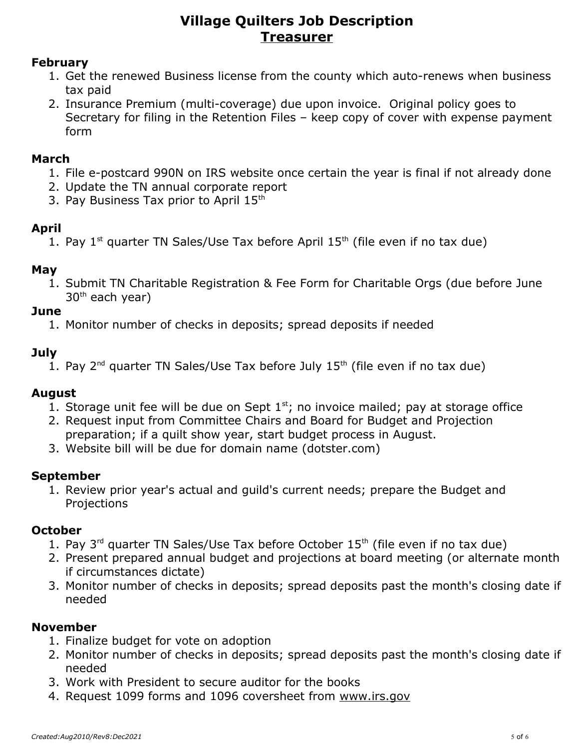# Village Quilters Job Description
## Treasurer

### February

1. Get the renewed Business license from the county which auto-renews when business tax paid
2. Insurance Premium (multi-coverage) due upon invoice. Original policy goes to Secretary for filing in the Retention Files – keep copy of cover with expense payment form

### March

1. File e-postcard 990N on IRS website once certain the year is final if not already done
2. Update the TN annual corporate report
3. Pay Business Tax prior to April 15th

### April

1. Pay 1st quarter TN Sales/Use Tax before April 15th (file even if no tax due)

### May

1. Submit TN Charitable Registration & Fee Form for Charitable Orgs (due before June 30th each year)

### June

1. Monitor number of checks in deposits; spread deposits if needed

### July

1. Pay 2nd quarter TN Sales/Use Tax before July 15th (file even if no tax due)

### August

1. Storage unit fee will be due on Sept 1st; no invoice mailed; pay at storage office
2. Request input from Committee Chairs and Board for Budget and Projection preparation; if a quilt show year, start budget process in August.
3. Website bill will be due for domain name (dotster.com)

### September

1. Review prior year's actual and guild's current needs; prepare the Budget and Projections

### October

1. Pay 3rd quarter TN Sales/Use Tax before October 15th (file even if no tax due)
2. Present prepared annual budget and projections at board meeting (or alternate month if circumstances dictate)
3. Monitor number of checks in deposits; spread deposits past the month's closing date if needed

### November

1. Finalize budget for vote on adoption
2. Monitor number of checks in deposits; spread deposits past the month's closing date if needed
3. Work with President to secure auditor for the books
4. Request 1099 forms and 1096 coversheet from www.irs.gov

*Created:Aug2010/Rev8:Dec2021*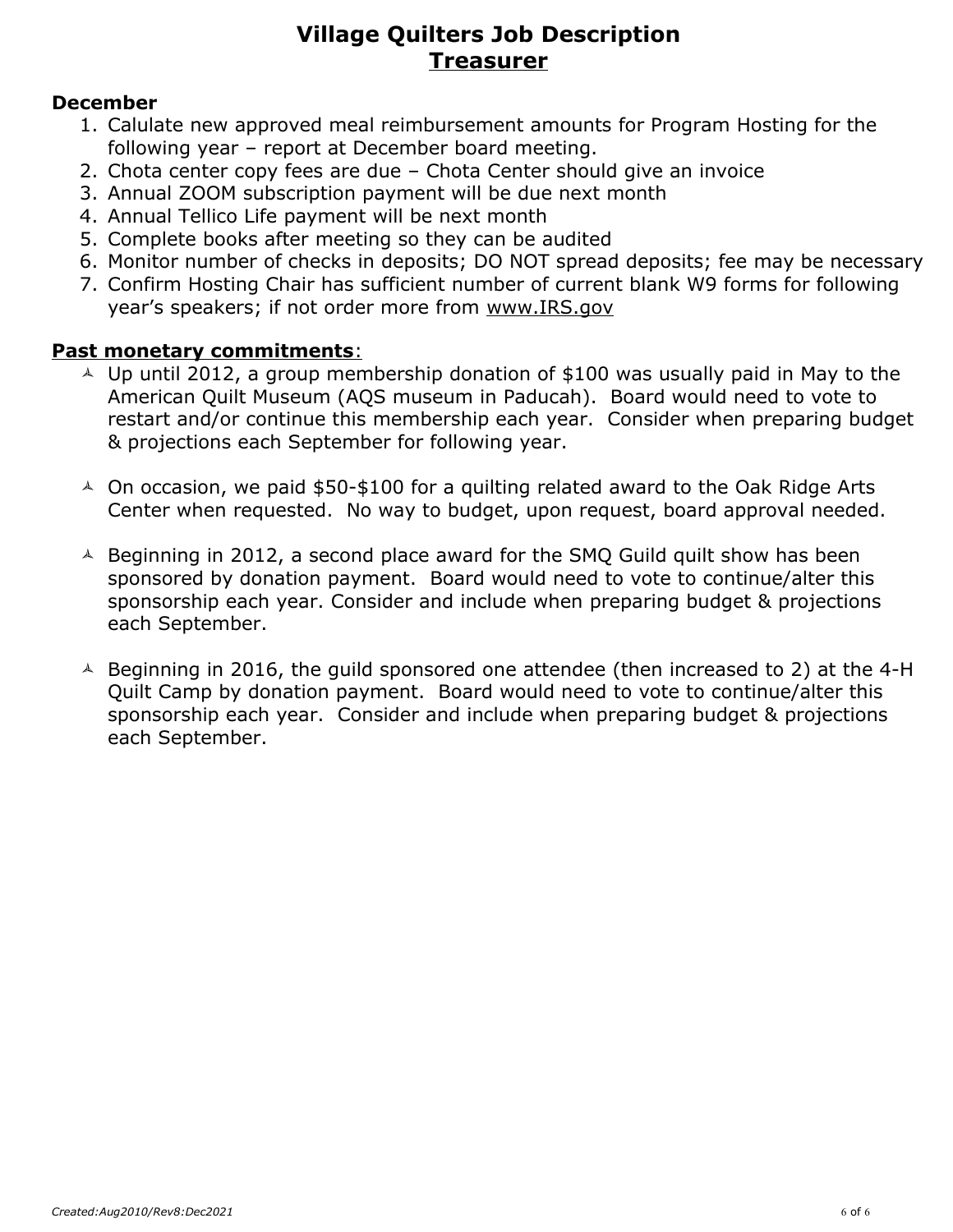# Village Quilters Job Description
## Treasurer

### December

1. Calulate new approved meal reimbursement amounts for Program Hosting for the following year – report at December board meeting.
2. Chota center copy fees are due – Chota Center should give an invoice
3. Annual ZOOM subscription payment will be due next month
4. Annual Tellico Life payment will be next month
5. Complete books after meeting so they can be audited
6. Monitor number of checks in deposits; DO NOT spread deposits; fee may be necessary
7. Confirm Hosting Chair has sufficient number of current blank W9 forms for following year's speakers; if not order more from www.IRS.gov

### Past monetary commitments:

- Up until 2012, a group membership donation of $100 was usually paid in May to the American Quilt Museum (AQS museum in Paducah). Board would need to vote to restart and/or continue this membership each year. Consider when preparing budget & projections each September for following year.

- On occasion, we paid $50-$100 for a quilting related award to the Oak Ridge Arts Center when requested. No way to budget, upon request, board approval needed.

- Beginning in 2012, a second place award for the SMQ Guild quilt show has been sponsored by donation payment. Board would need to vote to continue/alter this sponsorship each year. Consider and include when preparing budget & projections each September.

- Beginning in 2016, the guild sponsored one attendee (then increased to 2) at the 4-H Quilt Camp by donation payment. Board would need to vote to continue/alter this sponsorship each year. Consider and include when preparing budget & projections each September.